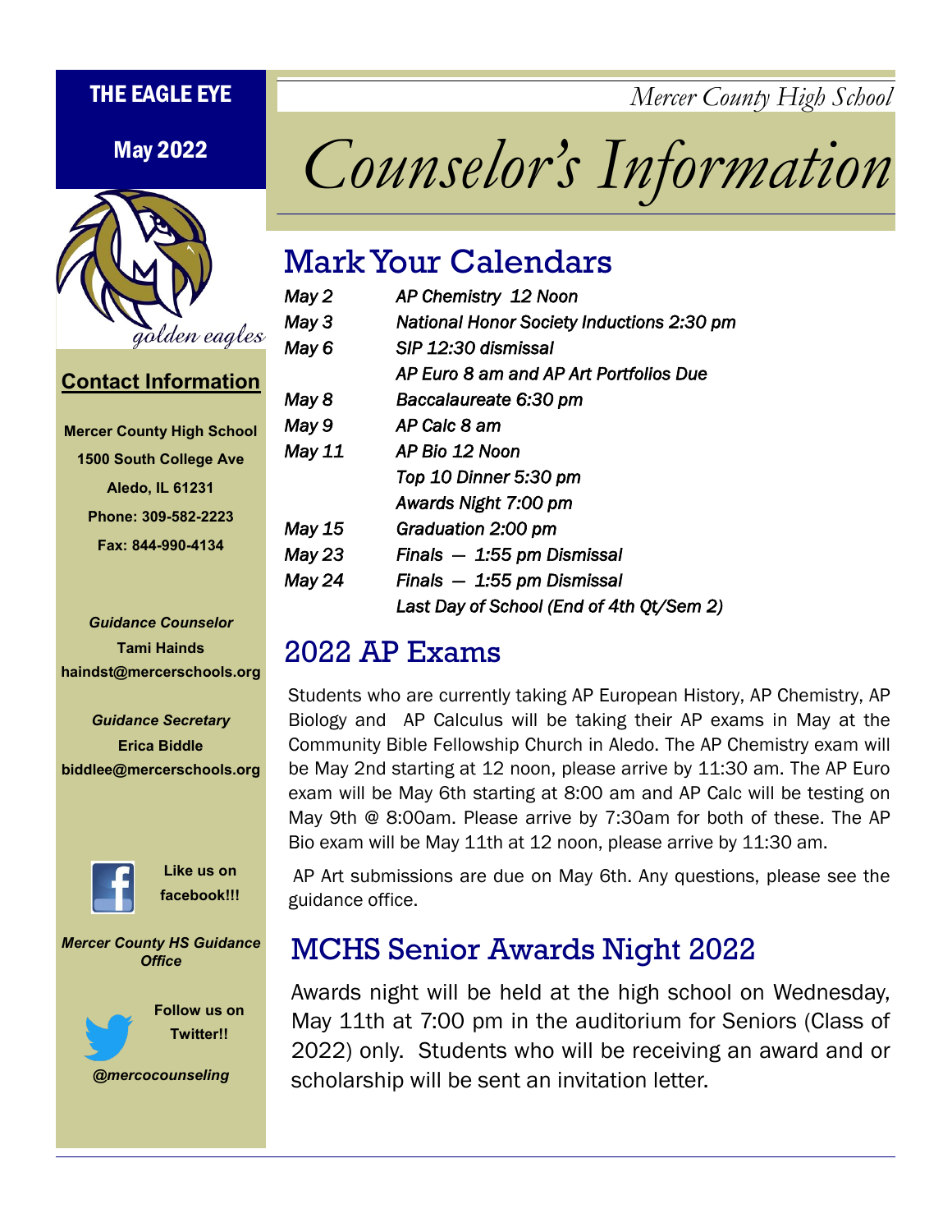**THE EAGLE EYE**

**May 2022**

*golden eagles*

*Mercer County High School*

# *Counselor's Information*

## Mark Your Calendars

| | |
|---|---|
| *May 2* | *AP Chemistry 12 Noon* |
| *May 3* | *National Honor Society Inductions 2:30 pm* |
| *May 6* | *SIP 12:30 dismissal* |
| | *AP Euro 8 am and AP Art Portfolios Due* |
| *May 8* | *Baccalaureate 6:30 pm* |
| *May 9* | *AP Calc 8 am* |
| *May 11* | *AP Bio 12 Noon* |
| | *Top 10 Dinner 5:30 pm* |
| | *Awards Night 7:00 pm* |
| *May 15* | *Graduation 2:00 pm* |
| *May 23* | *Finals — 1:55 pm Dismissal* |
| *May 24* | *Finals — 1:55 pm Dismissal* |
| | *Last Day of School (End of 4th Qt/Sem 2)* |

## 2022 AP Exams

Students who are currently taking AP European History, AP Chemistry, AP Biology and AP Calculus will be taking their AP exams in May at the Community Bible Fellowship Church in Aledo. The AP Chemistry exam will be May 2nd starting at 12 noon, please arrive by 11:30 am. The AP Euro exam will be May 6th starting at 8:00 am and AP Calc will be testing on May 9th @ 8:00am. Please arrive by 7:30am for both of these. The AP Bio exam will be May 11th at 12 noon, please arrive by 11:30 am.

AP Art submissions are due on May 6th. Any questions, please see the guidance office.

## MCHS Senior Awards Night 2022

Awards night will be held at the high school on Wednesday, May 11th at 7:00 pm in the auditorium for Seniors (Class of 2022) only. Students who will be receiving an award and or scholarship will be sent an invitation letter.

**Contact Information**

**Mercer County High School**
**1500 South College Ave**
**Aledo, IL 61231**
**Phone: 309-582-2223**
**Fax: 844-990-4134**

***Guidance Counselor***
**Tami Hainds**
**haindst@mercerschools.org**

***Guidance Secretary***
**Erica Biddle**
**biddlee@mercerschools.org**

**Like us on facebook!!!**

***Mercer County HS Guidance Office***

**Follow us on Twitter!!**

***@mercocounseling***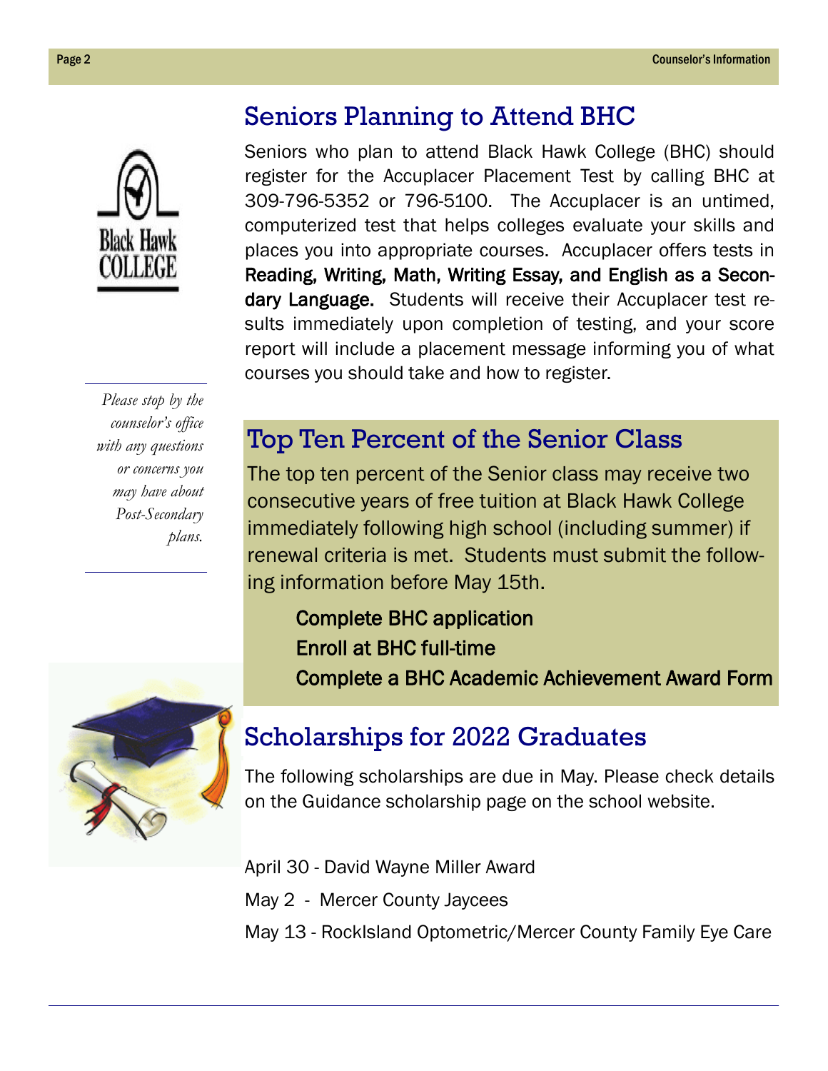## Seniors Planning to Attend BHC

Seniors who plan to attend Black Hawk College (BHC) should register for the Accuplacer Placement Test by calling BHC at 309-796-5352 or 796-5100. The Accuplacer is an untimed, computerized test that helps colleges evaluate your skills and places you into appropriate courses. Accuplacer offers tests in **Reading, Writing, Math, Writing Essay, and English as a Secondary Language.** Students will receive their Accuplacer test results immediately upon completion of testing, and your score report will include a placement message informing you of what courses you should take and how to register.

*Please stop by the counselor's office with any questions or concerns you may have about Post-Secondary plans.*

## Top Ten Percent of the Senior Class

The top ten percent of the Senior class may receive two consecutive years of free tuition at Black Hawk College immediately following high school (including summer) if renewal criteria is met. Students must submit the following information before May 15th.

- Complete BHC application
- Enroll at BHC full-time
- Complete a BHC Academic Achievement Award Form

## Scholarships for 2022 Graduates

The following scholarships are due in May. Please check details on the Guidance scholarship page on the school website.

April 30 - David Wayne Miller Award

May 2 - Mercer County Jaycees

May 13 - RockIsland Optometric/Mercer County Family Eye Care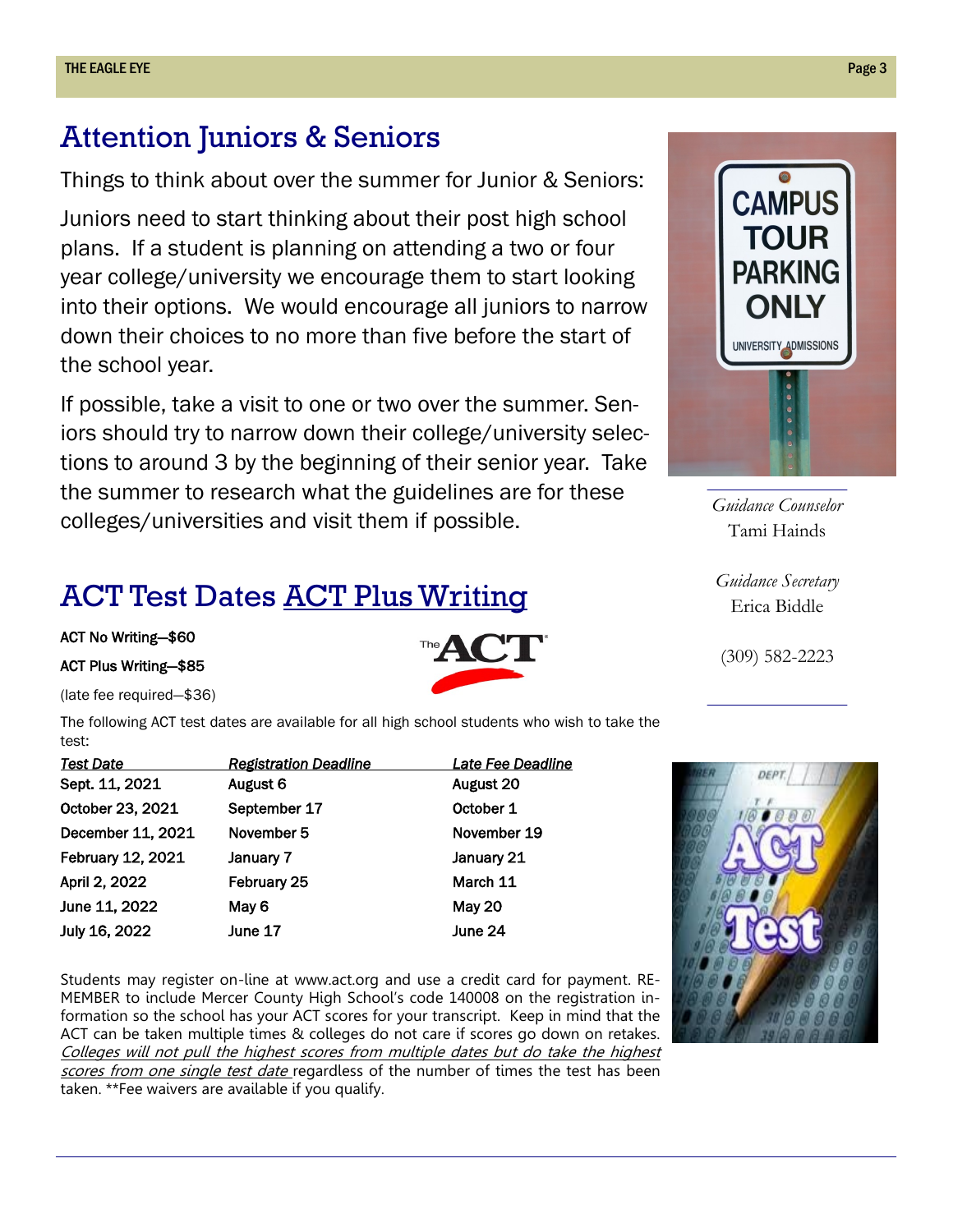## Attention Juniors & Seniors

Things to think about over the summer for Junior & Seniors:

Juniors need to start thinking about their post high school plans. If a student is planning on attending a two or four year college/university we encourage them to start looking into their options. We would encourage all juniors to narrow down their choices to no more than five before the start of the school year.

If possible, take a visit to one or two over the summer. Seniors should try to narrow down their college/university selections to around 3 by the beginning of their senior year. Take the summer to research what the guidelines are for these colleges/universities and visit them if possible.

*Guidance Counselor*
Tami Hainds

*Guidance Secretary*
Erica Biddle

(309) 582-2223

## ACT Test Dates ACT Plus Writing

**ACT No Writing—$60**

**ACT Plus Writing—$85**

(late fee required—$36)

The following ACT test dates are available for all high school students who wish to take the test:

| *Test Date* | *Registration Deadline* | *Late Fee Deadline* |
|---|---|---|
| Sept. 11, 2021 | August 6 | August 20 |
| October 23, 2021 | September 17 | October 1 |
| December 11, 2021 | November 5 | November 19 |
| February 12, 2021 | January 7 | January 21 |
| April 2, 2022 | February 25 | March 11 |
| June 11, 2022 | May 6 | May 20 |
| July 16, 2022 | June 17 | June 24 |

Students may register on-line at www.act.org and use a credit card for payment. REMEMBER to include Mercer County High School's code 140008 on the registration information so the school has your ACT scores for your transcript. Keep in mind that the ACT can be taken multiple times & colleges do not care if scores go down on retakes. *Colleges will not pull the highest scores from multiple dates but do take the highest scores from one single test date* regardless of the number of times the test has been taken. **Fee waivers are available if you qualify.